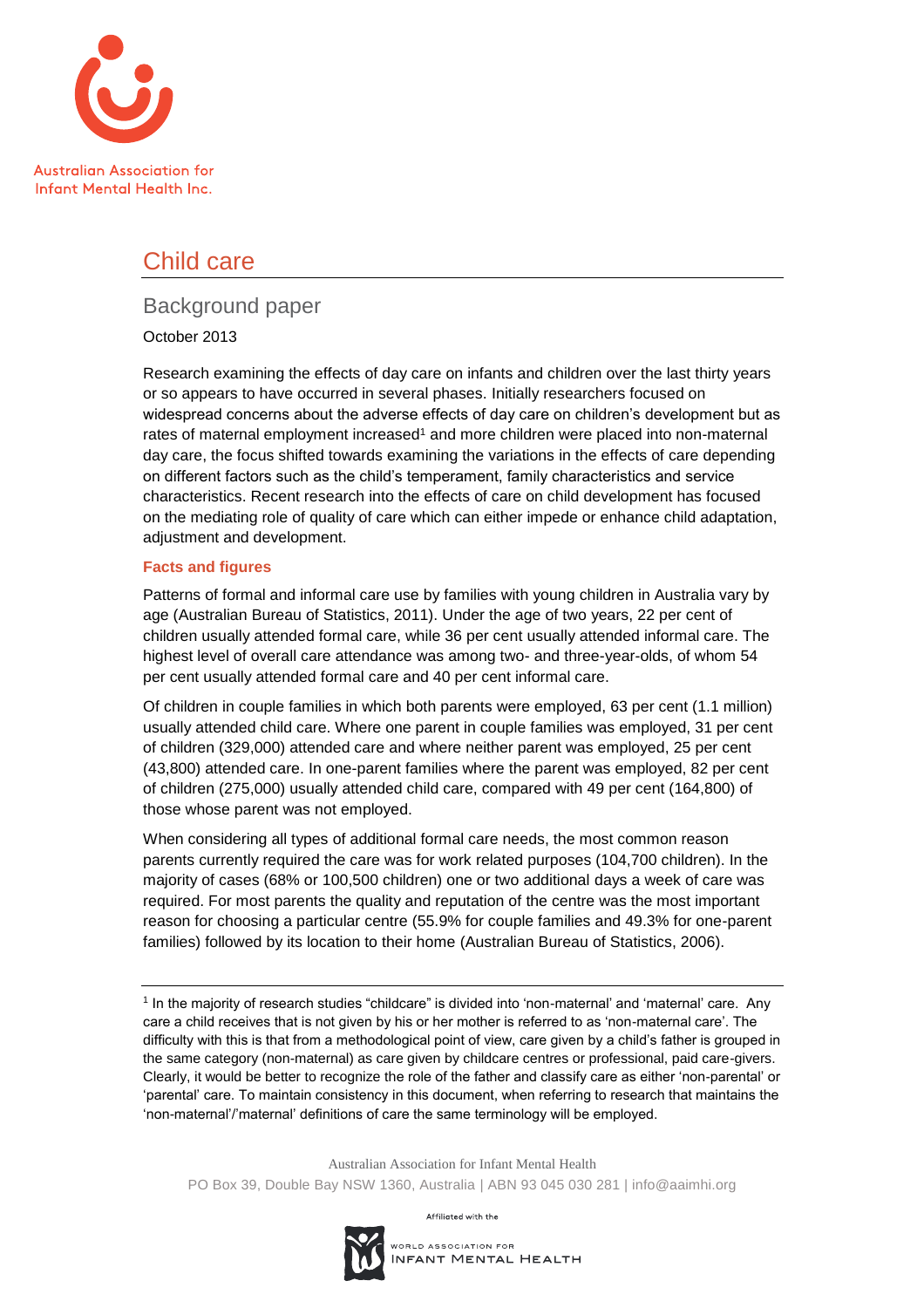Australian Association for Infant Mental Health Inc.

# Child care

## Background paper

October 2013

Research examining the effects of day care on infants and children over the last thirty years or so appears to have occurred in several phases. Initially researchers focused on widespread concerns about the adverse effects of day care on children's development but as rates of maternal employment increased[1] and more children were placed into non-maternal day care, the focus shifted towards examining the variations in the effects of care depending on different factors such as the child's temperament, family characteristics and service characteristics. Recent research into the effects of care on child development has focused on the mediating role of quality of care which can either impede or enhance child adaptation, adjustment and development.

### Facts and figures

Patterns of formal and informal care use by families with young children in Australia vary by age (Australian Bureau of Statistics, 2011). Under the age of two years, 22 per cent of children usually attended formal care, while 36 per cent usually attended informal care. The highest level of overall care attendance was among two- and three-year-olds, of whom 54 per cent usually attended formal care and 40 per cent informal care.

Of children in couple families in which both parents were employed, 63 per cent (1.1 million) usually attended child care. Where one parent in couple families was employed, 31 per cent of children (329,000) attended care and where neither parent was employed, 25 per cent (43,800) attended care. In one-parent families where the parent was employed, 82 per cent of children (275,000) usually attended child care, compared with 49 per cent (164,800) of those whose parent was not employed.

When considering all types of additional formal care needs, the most common reason parents currently required the care was for work related purposes (104,700 children). In the majority of cases (68% or 100,500 children) one or two additional days a week of care was required. For most parents the quality and reputation of the centre was the most important reason for choosing a particular centre (55.9% for couple families and 49.3% for one-parent families) followed by its location to their home (Australian Bureau of Statistics, 2006).

---

[1] In the majority of research studies "childcare" is divided into 'non-maternal' and 'maternal' care. Any care a child receives that is not given by his or her mother is referred to as 'non-maternal care'. The difficulty with this is that from a methodological point of view, care given by a child's father is grouped in the same category (non-maternal) as care given by childcare centres or professional, paid care-givers. Clearly, it would be better to recognize the role of the father and classify care as either 'non-parental' or 'parental' care. To maintain consistency in this document, when referring to research that maintains the 'non-maternal'/'maternal' definitions of care the same terminology will be employed.

Australian Association for Infant Mental Health

PO Box 39, Double Bay NSW 1360, Australia | ABN 93 045 030 281 | info@aaimhi.org

Affiliated with the World Association for Infant Mental Health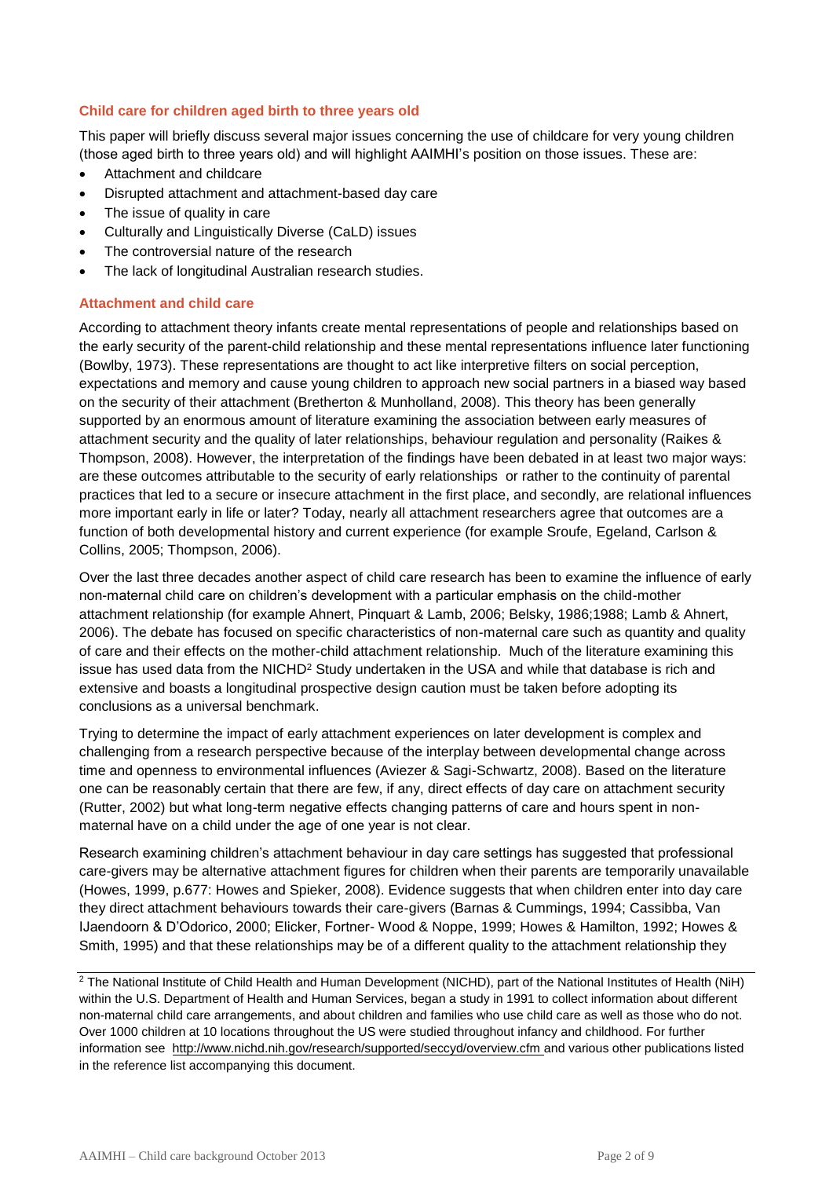## Child care for children aged birth to three years old

This paper will briefly discuss several major issues concerning the use of childcare for very young children (those aged birth to three years old) and will highlight AAIMHI's position on those issues. These are:

- Attachment and childcare
- Disrupted attachment and attachment-based day care
- The issue of quality in care
- Culturally and Linguistically Diverse (CaLD) issues
- The controversial nature of the research
- The lack of longitudinal Australian research studies.

## Attachment and child care

According to attachment theory infants create mental representations of people and relationships based on the early security of the parent-child relationship and these mental representations influence later functioning (Bowlby, 1973). These representations are thought to act like interpretive filters on social perception, expectations and memory and cause young children to approach new social partners in a biased way based on the security of their attachment (Bretherton & Munholland, 2008). This theory has been generally supported by an enormous amount of literature examining the association between early measures of attachment security and the quality of later relationships, behaviour regulation and personality (Raikes & Thompson, 2008). However, the interpretation of the findings have been debated in at least two major ways: are these outcomes attributable to the security of early relationships or rather to the continuity of parental practices that led to a secure or insecure attachment in the first place, and secondly, are relational influences more important early in life or later? Today, nearly all attachment researchers agree that outcomes are a function of both developmental history and current experience (for example Sroufe, Egeland, Carlson & Collins, 2005; Thompson, 2006).

Over the last three decades another aspect of child care research has been to examine the influence of early non-maternal child care on children's development with a particular emphasis on the child-mother attachment relationship (for example Ahnert, Pinquart & Lamb, 2006; Belsky, 1986;1988; Lamb & Ahnert, 2006). The debate has focused on specific characteristics of non-maternal care such as quantity and quality of care and their effects on the mother-child attachment relationship. Much of the literature examining this issue has used data from the NICHD[2] Study undertaken in the USA and while that database is rich and extensive and boasts a longitudinal prospective design caution must be taken before adopting its conclusions as a universal benchmark.

Trying to determine the impact of early attachment experiences on later development is complex and challenging from a research perspective because of the interplay between developmental change across time and openness to environmental influences (Aviezer & Sagi-Schwartz, 2008). Based on the literature one can be reasonably certain that there are few, if any, direct effects of day care on attachment security (Rutter, 2002) but what long-term negative effects changing patterns of care and hours spent in non-maternal have on a child under the age of one year is not clear.

Research examining children's attachment behaviour in day care settings has suggested that professional care-givers may be alternative attachment figures for children when their parents are temporarily unavailable (Howes, 1999, p.677: Howes and Spieker, 2008). Evidence suggests that when children enter into day care they direct attachment behaviours towards their care-givers (Barnas & Cummings, 1994; Cassibba, Van IJaendoorn & D'Odorico, 2000; Elicker, Fortner- Wood & Noppe, 1999; Howes & Hamilton, 1992; Howes & Smith, 1995) and that these relationships may be of a different quality to the attachment relationship they

---

[2] The National Institute of Child Health and Human Development (NICHD), part of the National Institutes of Health (NiH) within the U.S. Department of Health and Human Services, began a study in 1991 to collect information about different non-maternal child care arrangements, and about children and families who use child care as well as those who do not. Over 1000 children at 10 locations throughout the US were studied throughout infancy and childhood. For further information see http://www.nichd.nih.gov/research/supported/seccyd/overview.cfm and various other publications listed in the reference list accompanying this document.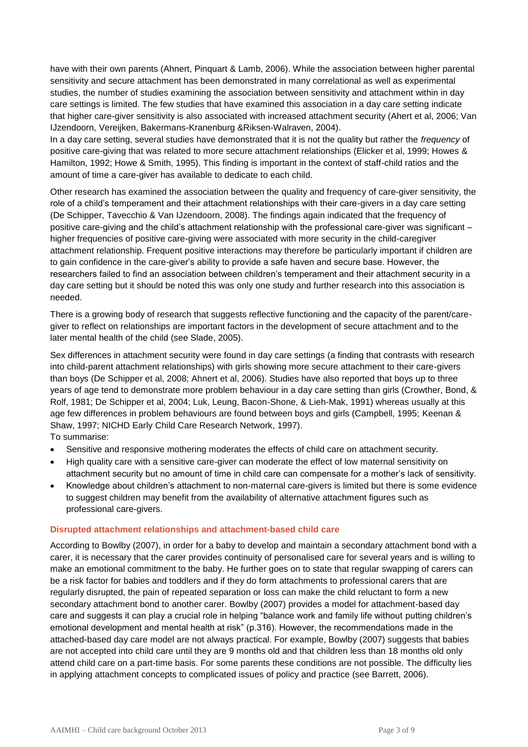have with their own parents (Ahnert, Pinquart & Lamb, 2006). While the association between higher parental sensitivity and secure attachment has been demonstrated in many correlational as well as experimental studies, the number of studies examining the association between sensitivity and attachment within in day care settings is limited. The few studies that have examined this association in a day care setting indicate that higher care-giver sensitivity is also associated with increased attachment security (Ahert et al, 2006; Van IJzendoorn, Vereijken, Bakermans-Kranenburg &Riksen-Walraven, 2004).

In a day care setting, several studies have demonstrated that it is not the quality but rather the *frequency* of positive care-giving that was related to more secure attachment relationships (Elicker et al, 1999; Howes & Hamilton, 1992; Howe & Smith, 1995). This finding is important in the context of staff-child ratios and the amount of time a care-giver has available to dedicate to each child.

Other research has examined the association between the quality and frequency of care-giver sensitivity, the role of a child's temperament and their attachment relationships with their care-givers in a day care setting (De Schipper, Tavecchio & Van IJzendoorn, 2008). The findings again indicated that the frequency of positive care-giving and the child's attachment relationship with the professional care-giver was significant – higher frequencies of positive care-giving were associated with more security in the child-caregiver attachment relationship. Frequent positive interactions may therefore be particularly important if children are to gain confidence in the care-giver's ability to provide a safe haven and secure base. However, the researchers failed to find an association between children's temperament and their attachment security in a day care setting but it should be noted this was only one study and further research into this association is needed.

There is a growing body of research that suggests reflective functioning and the capacity of the parent/care-giver to reflect on relationships are important factors in the development of secure attachment and to the later mental health of the child (see Slade, 2005).

Sex differences in attachment security were found in day care settings (a finding that contrasts with research into child-parent attachment relationships) with girls showing more secure attachment to their care-givers than boys (De Schipper et al, 2008; Ahnert et al, 2006). Studies have also reported that boys up to three years of age tend to demonstrate more problem behaviour in a day care setting than girls (Crowther, Bond, & Rolf, 1981; De Schipper et al, 2004; Luk, Leung, Bacon-Shone, & Lieh-Mak, 1991) whereas usually at this age few differences in problem behaviours are found between boys and girls (Campbell, 1995; Keenan & Shaw, 1997; NICHD Early Child Care Research Network, 1997).

To summarise:

- Sensitive and responsive mothering moderates the effects of child care on attachment security.
- High quality care with a sensitive care-giver can moderate the effect of low maternal sensitivity on attachment security but no amount of time in child care can compensate for a mother's lack of sensitivity.
- Knowledge about children's attachment to non-maternal care-givers is limited but there is some evidence to suggest children may benefit from the availability of alternative attachment figures such as professional care-givers.

### Disrupted attachment relationships and attachment-based child care

According to Bowlby (2007), in order for a baby to develop and maintain a secondary attachment bond with a carer, it is necessary that the carer provides continuity of personalised care for several years and is willing to make an emotional commitment to the baby. He further goes on to state that regular swapping of carers can be a risk factor for babies and toddlers and if they do form attachments to professional carers that are regularly disrupted, the pain of repeated separation or loss can make the child reluctant to form a new secondary attachment bond to another carer. Bowlby (2007) provides a model for attachment-based day care and suggests it can play a crucial role in helping "balance work and family life without putting children's emotional development and mental health at risk" (p.316). However, the recommendations made in the attached-based day care model are not always practical. For example, Bowlby (2007) suggests that babies are not accepted into child care until they are 9 months old and that children less than 18 months old only attend child care on a part-time basis. For some parents these conditions are not possible. The difficulty lies in applying attachment concepts to complicated issues of policy and practice (see Barrett, 2006).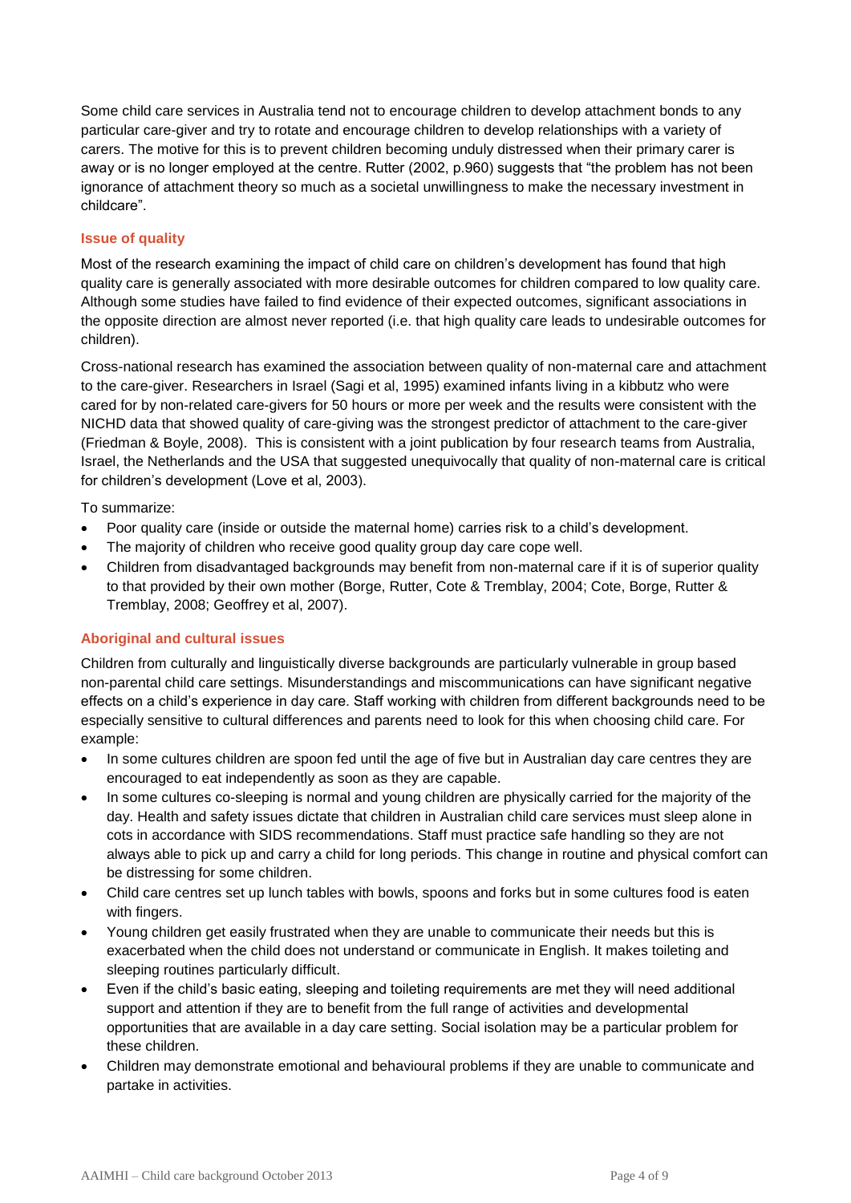Some child care services in Australia tend not to encourage children to develop attachment bonds to any particular care-giver and try to rotate and encourage children to develop relationships with a variety of carers. The motive for this is to prevent children becoming unduly distressed when their primary carer is away or is no longer employed at the centre. Rutter (2002, p.960) suggests that "the problem has not been ignorance of attachment theory so much as a societal unwillingness to make the necessary investment in childcare".

### Issue of quality

Most of the research examining the impact of child care on children's development has found that high quality care is generally associated with more desirable outcomes for children compared to low quality care. Although some studies have failed to find evidence of their expected outcomes, significant associations in the opposite direction are almost never reported (i.e. that high quality care leads to undesirable outcomes for children).

Cross-national research has examined the association between quality of non-maternal care and attachment to the care-giver. Researchers in Israel (Sagi et al, 1995) examined infants living in a kibbutz who were cared for by non-related care-givers for 50 hours or more per week and the results were consistent with the NICHD data that showed quality of care-giving was the strongest predictor of attachment to the care-giver (Friedman & Boyle, 2008). This is consistent with a joint publication by four research teams from Australia, Israel, the Netherlands and the USA that suggested unequivocally that quality of non-maternal care is critical for children's development (Love et al, 2003).

To summarize:

- Poor quality care (inside or outside the maternal home) carries risk to a child's development.
- The majority of children who receive good quality group day care cope well.
- Children from disadvantaged backgrounds may benefit from non-maternal care if it is of superior quality to that provided by their own mother (Borge, Rutter, Cote & Tremblay, 2004; Cote, Borge, Rutter & Tremblay, 2008; Geoffrey et al, 2007).

### Aboriginal and cultural issues

Children from culturally and linguistically diverse backgrounds are particularly vulnerable in group based non-parental child care settings. Misunderstandings and miscommunications can have significant negative effects on a child's experience in day care. Staff working with children from different backgrounds need to be especially sensitive to cultural differences and parents need to look for this when choosing child care. For example:

- In some cultures children are spoon fed until the age of five but in Australian day care centres they are encouraged to eat independently as soon as they are capable.
- In some cultures co-sleeping is normal and young children are physically carried for the majority of the day. Health and safety issues dictate that children in Australian child care services must sleep alone in cots in accordance with SIDS recommendations. Staff must practice safe handling so they are not always able to pick up and carry a child for long periods. This change in routine and physical comfort can be distressing for some children.
- Child care centres set up lunch tables with bowls, spoons and forks but in some cultures food is eaten with fingers.
- Young children get easily frustrated when they are unable to communicate their needs but this is exacerbated when the child does not understand or communicate in English. It makes toileting and sleeping routines particularly difficult.
- Even if the child's basic eating, sleeping and toileting requirements are met they will need additional support and attention if they are to benefit from the full range of activities and developmental opportunities that are available in a day care setting. Social isolation may be a particular problem for these children.
- Children may demonstrate emotional and behavioural problems if they are unable to communicate and partake in activities.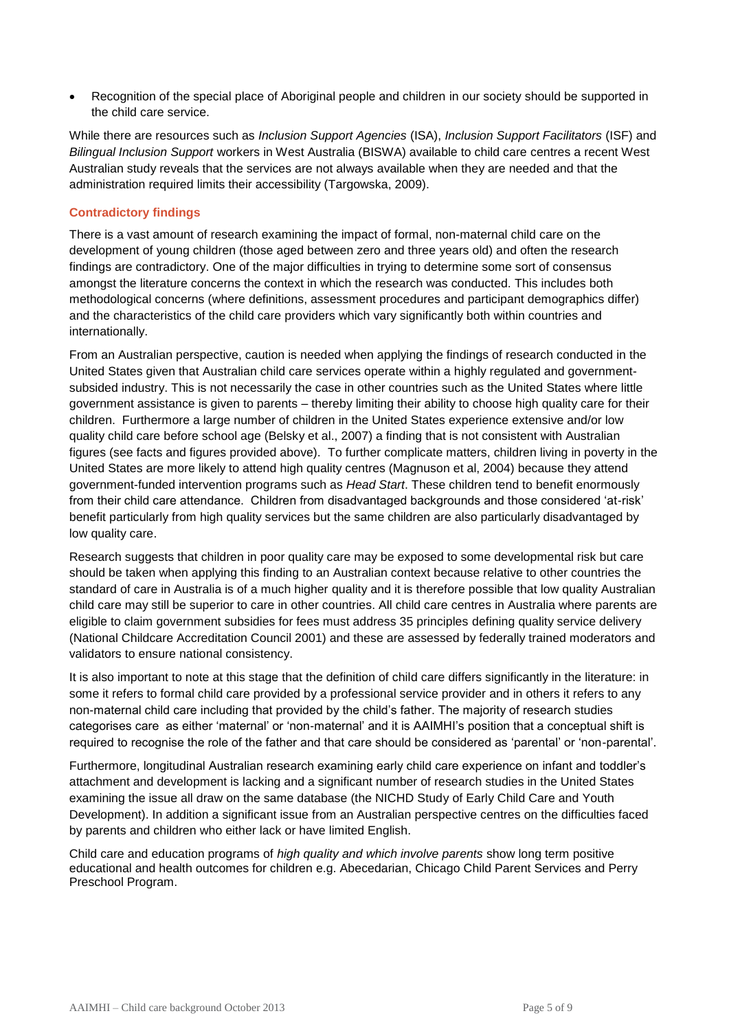- Recognition of the special place of Aboriginal people and children in our society should be supported in the child care service.

While there are resources such as *Inclusion Support Agencies* (ISA), *Inclusion Support Facilitators* (ISF) and *Bilingual Inclusion Support* workers in West Australia (BISWA) available to child care centres a recent West Australian study reveals that the services are not always available when they are needed and that the administration required limits their accessibility (Targowska, 2009).

### Contradictory findings

There is a vast amount of research examining the impact of formal, non-maternal child care on the development of young children (those aged between zero and three years old) and often the research findings are contradictory. One of the major difficulties in trying to determine some sort of consensus amongst the literature concerns the context in which the research was conducted. This includes both methodological concerns (where definitions, assessment procedures and participant demographics differ) and the characteristics of the child care providers which vary significantly both within countries and internationally.

From an Australian perspective, caution is needed when applying the findings of research conducted in the United States given that Australian child care services operate within a highly regulated and government-subsided industry. This is not necessarily the case in other countries such as the United States where little government assistance is given to parents – thereby limiting their ability to choose high quality care for their children. Furthermore a large number of children in the United States experience extensive and/or low quality child care before school age (Belsky et al., 2007) a finding that is not consistent with Australian figures (see facts and figures provided above). To further complicate matters, children living in poverty in the United States are more likely to attend high quality centres (Magnuson et al, 2004) because they attend government-funded intervention programs such as *Head Start*. These children tend to benefit enormously from their child care attendance. Children from disadvantaged backgrounds and those considered 'at-risk' benefit particularly from high quality services but the same children are also particularly disadvantaged by low quality care.

Research suggests that children in poor quality care may be exposed to some developmental risk but care should be taken when applying this finding to an Australian context because relative to other countries the standard of care in Australia is of a much higher quality and it is therefore possible that low quality Australian child care may still be superior to care in other countries. All child care centres in Australia where parents are eligible to claim government subsidies for fees must address 35 principles defining quality service delivery (National Childcare Accreditation Council 2001) and these are assessed by federally trained moderators and validators to ensure national consistency.

It is also important to note at this stage that the definition of child care differs significantly in the literature: in some it refers to formal child care provided by a professional service provider and in others it refers to any non-maternal child care including that provided by the child's father. The majority of research studies categorises care as either 'maternal' or 'non-maternal' and it is AAIMHI's position that a conceptual shift is required to recognise the role of the father and that care should be considered as 'parental' or 'non-parental'.

Furthermore, longitudinal Australian research examining early child care experience on infant and toddler's attachment and development is lacking and a significant number of research studies in the United States examining the issue all draw on the same database (the NICHD Study of Early Child Care and Youth Development). In addition a significant issue from an Australian perspective centres on the difficulties faced by parents and children who either lack or have limited English.

Child care and education programs of *high quality and which involve parents* show long term positive educational and health outcomes for children e.g. Abecedarian, Chicago Child Parent Services and Perry Preschool Program.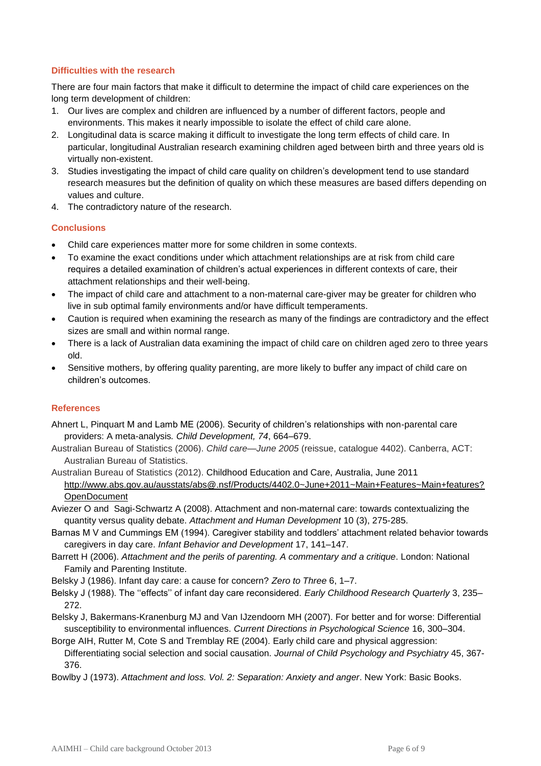### Difficulties with the research

There are four main factors that make it difficult to determine the impact of child care experiences on the long term development of children:

1. Our lives are complex and children are influenced by a number of different factors, people and environments. This makes it nearly impossible to isolate the effect of child care alone.
2. Longitudinal data is scarce making it difficult to investigate the long term effects of child care. In particular, longitudinal Australian research examining children aged between birth and three years old is virtually non-existent.
3. Studies investigating the impact of child care quality on children's development tend to use standard research measures but the definition of quality on which these measures are based differs depending on values and culture.
4. The contradictory nature of the research.

### Conclusions

- Child care experiences matter more for some children in some contexts.
- To examine the exact conditions under which attachment relationships are at risk from child care requires a detailed examination of children's actual experiences in different contexts of care, their attachment relationships and their well-being.
- The impact of child care and attachment to a non-maternal care-giver may be greater for children who live in sub optimal family environments and/or have difficult temperaments.
- Caution is required when examining the research as many of the findings are contradictory and the effect sizes are small and within normal range.
- There is a lack of Australian data examining the impact of child care on children aged zero to three years old.
- Sensitive mothers, by offering quality parenting, are more likely to buffer any impact of child care on children's outcomes.

### References

Ahnert L, Pinquart M and Lamb ME (2006). Security of children's relationships with non-parental care providers: A meta-analysis. *Child Development, 74*, 664–679.

Australian Bureau of Statistics (2006). *Child care—June 2005* (reissue, catalogue 4402). Canberra, ACT: Australian Bureau of Statistics.

Australian Bureau of Statistics (2012). Childhood Education and Care, Australia, June 2011 http://www.abs.gov.au/ausstats/abs@.nsf/Products/4402.0~June+2011~Main+Features~Main+features?OpenDocument

Aviezer O and Sagi-Schwartz A (2008). Attachment and non-maternal care: towards contextualizing the quantity versus quality debate. *Attachment and Human Development* 10 (3), 275-285.

Barnas M V and Cummings EM (1994). Caregiver stability and toddlers' attachment related behavior towards caregivers in day care. *Infant Behavior and Development* 17, 141–147.

Barrett H (2006). *Attachment and the perils of parenting. A commentary and a critique*. London: National Family and Parenting Institute.

Belsky J (1986). Infant day care: a cause for concern? *Zero to Three* 6, 1–7.

Belsky J (1988). The ''effects'' of infant day care reconsidered. *Early Childhood Research Quarterly* 3, 235–272.

Belsky J, Bakermans-Kranenburg MJ and Van IJzendoorn MH (2007). For better and for worse: Differential susceptibility to environmental influences. *Current Directions in Psychological Science* 16, 300–304.

Borge AIH, Rutter M, Cote S and Tremblay RE (2004). Early child care and physical aggression: Differentiating social selection and social causation. *Journal of Child Psychology and Psychiatry* 45, 367-376.

Bowlby J (1973). *Attachment and loss. Vol. 2: Separation: Anxiety and anger*. New York: Basic Books.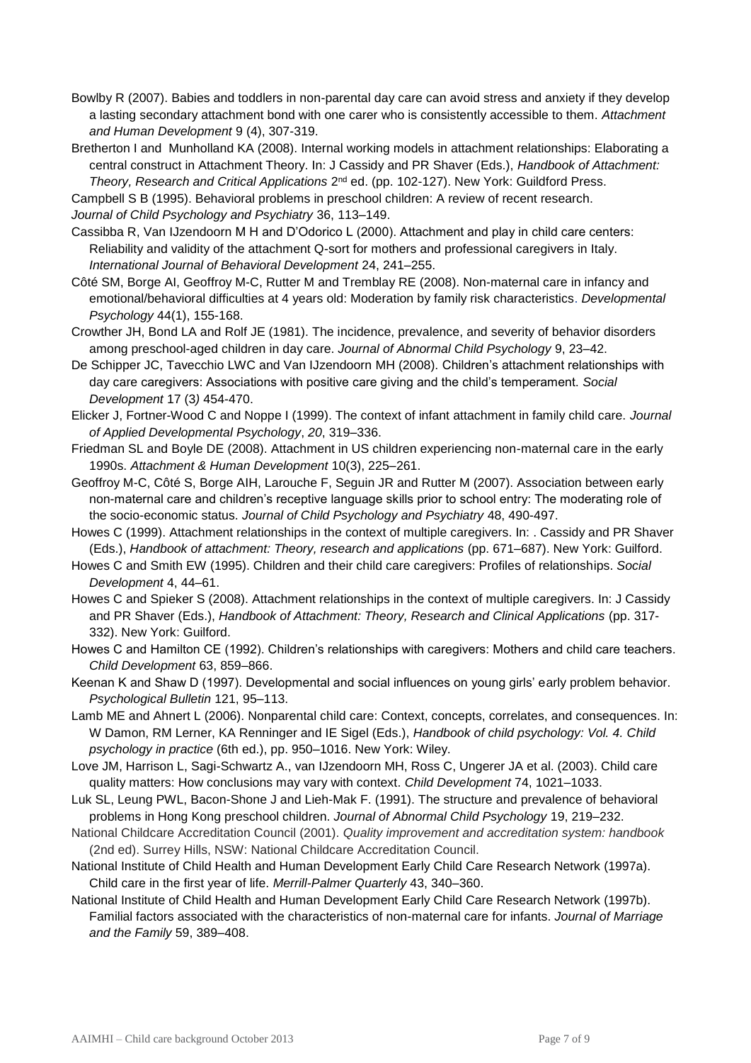Bowlby R (2007). Babies and toddlers in non-parental day care can avoid stress and anxiety if they develop a lasting secondary attachment bond with one carer who is consistently accessible to them. *Attachment and Human Development* 9 (4), 307-319.

Bretherton I and Munholland KA (2008). Internal working models in attachment relationships: Elaborating a central construct in Attachment Theory. In: J Cassidy and PR Shaver (Eds.), *Handbook of Attachment: Theory, Research and Critical Applications* 2nd ed. (pp. 102-127). New York: Guildford Press.

Campbell S B (1995). Behavioral problems in preschool children: A review of recent research. *Journal of Child Psychology and Psychiatry* 36, 113–149.

Cassibba R, Van IJzendoorn M H and D'Odorico L (2000). Attachment and play in child care centers: Reliability and validity of the attachment Q-sort for mothers and professional caregivers in Italy. *International Journal of Behavioral Development* 24, 241–255.

Côté SM, Borge AI, Geoffroy M-C, Rutter M and Tremblay RE (2008). Non-maternal care in infancy and emotional/behavioral difficulties at 4 years old: Moderation by family risk characteristics. *Developmental Psychology* 44(1), 155-168.

Crowther JH, Bond LA and Rolf JE (1981). The incidence, prevalence, and severity of behavior disorders among preschool-aged children in day care. *Journal of Abnormal Child Psychology* 9, 23–42.

De Schipper JC, Tavecchio LWC and Van IJzendoorn MH (2008). Children's attachment relationships with day care caregivers: Associations with positive care giving and the child's temperament. *Social Development* 17 (3) 454-470.

Elicker J, Fortner-Wood C and Noppe I (1999). The context of infant attachment in family child care. *Journal of Applied Developmental Psychology*, *20*, 319–336.

Friedman SL and Boyle DE (2008). Attachment in US children experiencing non-maternal care in the early 1990s. *Attachment & Human Development* 10(3), 225–261.

Geoffroy M-C, Côté S, Borge AIH, Larouche F, Seguin JR and Rutter M (2007). Association between early non-maternal care and children's receptive language skills prior to school entry: The moderating role of the socio-economic status. *Journal of Child Psychology and Psychiatry* 48, 490-497.

Howes C (1999). Attachment relationships in the context of multiple caregivers. In: . Cassidy and PR Shaver (Eds.), *Handbook of attachment: Theory, research and applications* (pp. 671–687). New York: Guilford.

Howes C and Smith EW (1995). Children and their child care caregivers: Profiles of relationships. *Social Development* 4, 44–61.

Howes C and Spieker S (2008). Attachment relationships in the context of multiple caregivers. In: J Cassidy and PR Shaver (Eds.), *Handbook of Attachment: Theory, Research and Clinical Applications* (pp. 317-332). New York: Guilford.

Howes C and Hamilton CE (1992). Children's relationships with caregivers: Mothers and child care teachers. *Child Development* 63, 859–866.

Keenan K and Shaw D (1997). Developmental and social influences on young girls' early problem behavior. *Psychological Bulletin* 121, 95–113.

Lamb ME and Ahnert L (2006). Nonparental child care: Context, concepts, correlates, and consequences. In: W Damon, RM Lerner, KA Renninger and IE Sigel (Eds.), *Handbook of child psychology: Vol. 4. Child psychology in practice* (6th ed.), pp. 950–1016. New York: Wiley.

Love JM, Harrison L, Sagi-Schwartz A., van IJzendoorn MH, Ross C, Ungerer JA et al. (2003). Child care quality matters: How conclusions may vary with context. *Child Development* 74, 1021–1033.

Luk SL, Leung PWL, Bacon-Shone J and Lieh-Mak F. (1991). The structure and prevalence of behavioral problems in Hong Kong preschool children. *Journal of Abnormal Child Psychology* 19, 219–232.

National Childcare Accreditation Council (2001). *Quality improvement and accreditation system: handbook* (2nd ed). Surrey Hills, NSW: National Childcare Accreditation Council.

National Institute of Child Health and Human Development Early Child Care Research Network (1997a). Child care in the first year of life. *Merrill-Palmer Quarterly* 43, 340–360.

National Institute of Child Health and Human Development Early Child Care Research Network (1997b). Familial factors associated with the characteristics of non-maternal care for infants. *Journal of Marriage and the Family* 59, 389–408.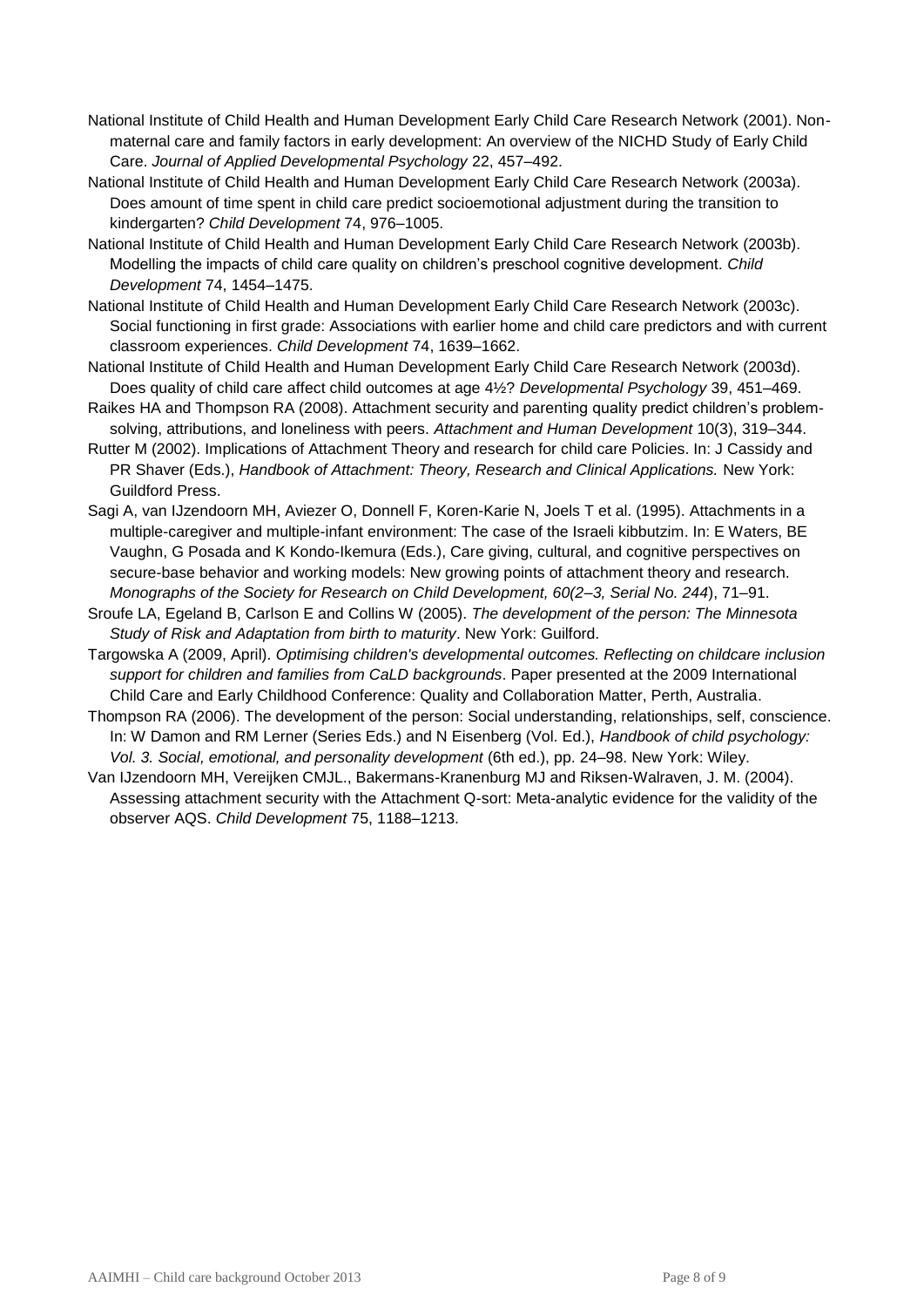National Institute of Child Health and Human Development Early Child Care Research Network (2001). Non-maternal care and family factors in early development: An overview of the NICHD Study of Early Child Care. *Journal of Applied Developmental Psychology* 22, 457–492.

National Institute of Child Health and Human Development Early Child Care Research Network (2003a). Does amount of time spent in child care predict socioemotional adjustment during the transition to kindergarten? *Child Development* 74, 976–1005.

National Institute of Child Health and Human Development Early Child Care Research Network (2003b). Modelling the impacts of child care quality on children's preschool cognitive development. *Child Development* 74, 1454–1475.

National Institute of Child Health and Human Development Early Child Care Research Network (2003c). Social functioning in first grade: Associations with earlier home and child care predictors and with current classroom experiences. *Child Development* 74, 1639–1662.

National Institute of Child Health and Human Development Early Child Care Research Network (2003d). Does quality of child care affect child outcomes at age 4½? *Developmental Psychology* 39, 451–469.

Raikes HA and Thompson RA (2008). Attachment security and parenting quality predict children's problem-solving, attributions, and loneliness with peers. *Attachment and Human Development* 10(3), 319–344.

Rutter M (2002). Implications of Attachment Theory and research for child care Policies. In: J Cassidy and PR Shaver (Eds.), *Handbook of Attachment: Theory, Research and Clinical Applications.* New York: Guildford Press.

Sagi A, van IJzendoorn MH, Aviezer O, Donnell F, Koren-Karie N, Joels T et al. (1995). Attachments in a multiple-caregiver and multiple-infant environment: The case of the Israeli kibbutzim. In: E Waters, BE Vaughn, G Posada and K Kondo-Ikemura (Eds.), Care giving, cultural, and cognitive perspectives on secure-base behavior and working models: New growing points of attachment theory and research. *Monographs of the Society for Research on Child Development, 60(2–3, Serial No. 244*), 71–91.

Sroufe LA, Egeland B, Carlson E and Collins W (2005). *The development of the person: The Minnesota Study of Risk and Adaptation from birth to maturity*. New York: Guilford.

Targowska A (2009, April). *Optimising children's developmental outcomes. Reflecting on childcare inclusion support for children and families from CaLD backgrounds*. Paper presented at the 2009 International Child Care and Early Childhood Conference: Quality and Collaboration Matter, Perth, Australia.

Thompson RA (2006). The development of the person: Social understanding, relationships, self, conscience. In: W Damon and RM Lerner (Series Eds.) and N Eisenberg (Vol. Ed.), *Handbook of child psychology: Vol. 3. Social, emotional, and personality development* (6th ed.), pp. 24–98. New York: Wiley.

Van IJzendoorn MH, Vereijken CMJL., Bakermans-Kranenburg MJ and Riksen-Walraven, J. M. (2004). Assessing attachment security with the Attachment Q-sort: Meta-analytic evidence for the validity of the observer AQS. *Child Development* 75, 1188–1213.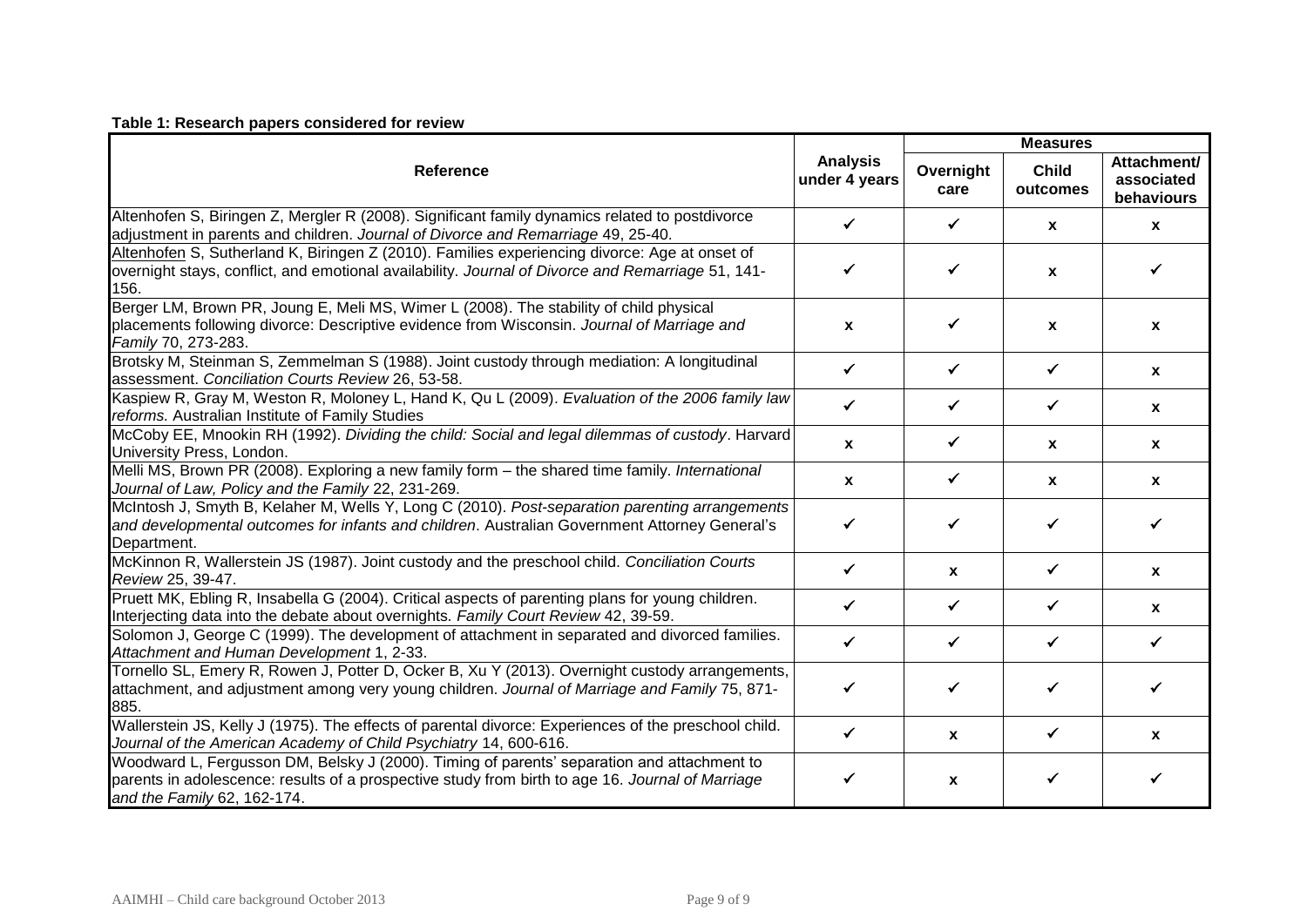**Table 1: Research papers considered for review**

| Reference | Analysis under 4 years | Measures | | |
|---|---|---|---|---|
| | | Overnight care | Child outcomes | Attachment/ associated behaviours |
| Altenhofen S, Biringen Z, Mergler R (2008). Significant family dynamics related to postdivorce adjustment in parents and children. *Journal of Divorce and Remarriage* 49, 25-40. | ✓ | ✓ | x | x |
| Altenhofen S, Sutherland K, Biringen Z (2010). Families experiencing divorce: Age at onset of overnight stays, conflict, and emotional availability. *Journal of Divorce and Remarriage* 51, 141-156. | ✓ | ✓ | x | ✓ |
| Berger LM, Brown PR, Joung E, Meli MS, Wimer L (2008). The stability of child physical placements following divorce: Descriptive evidence from Wisconsin. *Journal of Marriage and Family* 70, 273-283. | x | ✓ | x | x |
| Brotsky M, Steinman S, Zemmelman S (1988). Joint custody through mediation: A longitudinal assessment. *Conciliation Courts Review* 26, 53-58. | ✓ | ✓ | ✓ | x |
| Kaspiew R, Gray M, Weston R, Moloney L, Hand K, Qu L (2009). *Evaluation of the 2006 family law reforms.* Australian Institute of Family Studies | ✓ | ✓ | ✓ | x |
| McCoby EE, Mnookin RH (1992). *Dividing the child: Social and legal dilemmas of custody*. Harvard University Press, London. | x | ✓ | x | x |
| Melli MS, Brown PR (2008). Exploring a new family form – the shared time family. *International Journal of Law, Policy and the Family* 22, 231-269. | x | ✓ | x | x |
| McIntosh J, Smyth B, Kelaher M, Wells Y, Long C (2010). *Post-separation parenting arrangements and developmental outcomes for infants and children*. Australian Government Attorney General's Department. | ✓ | ✓ | ✓ | ✓ |
| McKinnon R, Wallerstein JS (1987). Joint custody and the preschool child. *Conciliation Courts Review* 25, 39-47. | ✓ | x | ✓ | x |
| Pruett MK, Ebling R, Insabella G (2004). Critical aspects of parenting plans for young children. Interjecting data into the debate about overnights. *Family Court Review* 42, 39-59. | ✓ | ✓ | ✓ | x |
| Solomon J, George C (1999). The development of attachment in separated and divorced families. *Attachment and Human Development* 1, 2-33. | ✓ | ✓ | ✓ | ✓ |
| Tornello SL, Emery R, Rowen J, Potter D, Ocker B, Xu Y (2013). Overnight custody arrangements, attachment, and adjustment among very young children. *Journal of Marriage and Family* 75, 871-885. | ✓ | ✓ | ✓ | ✓ |
| Wallerstein JS, Kelly J (1975). The effects of parental divorce: Experiences of the preschool child. *Journal of the American Academy of Child Psychiatry* 14, 600-616. | ✓ | x | ✓ | x |
| Woodward L, Fergusson DM, Belsky J (2000). Timing of parents' separation and attachment to parents in adolescence: results of a prospective study from birth to age 16. *Journal of Marriage and the Family* 62, 162-174. | ✓ | x | ✓ | ✓ |